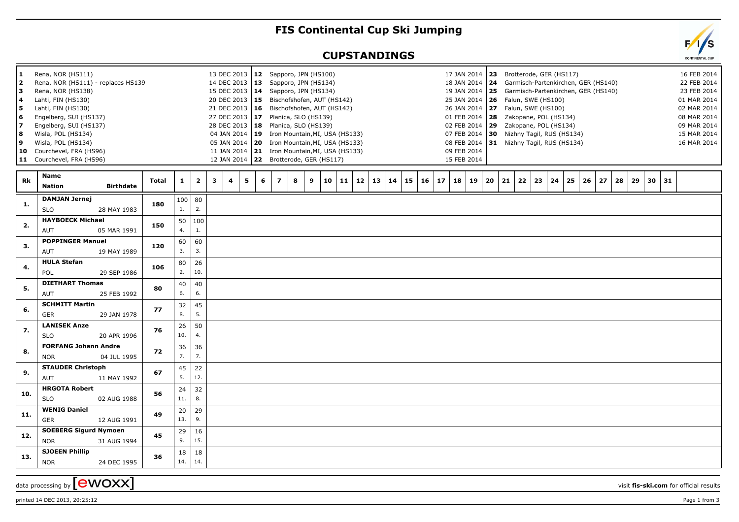# FIS Continental Cup Ski Jumping

## CUPSTANDINGS

| # | Venue | Date | # | Venue | Date | # | Venue | Date |
|---|---|---|---|---|---|---|---|---|
| 1 | Rena, NOR (HS111) | 13 DEC 2013 | 12 | Sapporo, JPN (HS100) | 17 JAN 2014 | 23 | Brotterode, GER (HS117) | 16 FEB 2014 |
| 2 | Rena, NOR (HS111) - replaces HS139 | 14 DEC 2013 | 13 | Sapporo, JPN (HS134) | 18 JAN 2014 | 24 | Garmisch-Partenkirchen, GER (HS140) | 22 FEB 2014 |
| 3 | Rena, NOR (HS138) | 15 DEC 2013 | 14 | Sapporo, JPN (HS134) | 19 JAN 2014 | 25 | Garmisch-Partenkirchen, GER (HS140) | 23 FEB 2014 |
| 4 | Lahti, FIN (HS130) | 20 DEC 2013 | 15 | Bischofshofen, AUT (HS142) | 25 JAN 2014 | 26 | Falun, SWE (HS100) | 01 MAR 2014 |
| 5 | Lahti, FIN (HS130) | 21 DEC 2013 | 16 | Bischofshofen, AUT (HS142) | 26 JAN 2014 | 27 | Falun, SWE (HS100) | 02 MAR 2014 |
| 6 | Engelberg, SUI (HS137) | 27 DEC 2013 | 17 | Planica, SLO (HS139) | 01 FEB 2014 | 28 | Zakopane, POL (HS134) | 08 MAR 2014 |
| 7 | Engelberg, SUI (HS137) | 28 DEC 2013 | 18 | Planica, SLO (HS139) | 02 FEB 2014 | 29 | Zakopane, POL (HS134) | 09 MAR 2014 |
| 8 | Wisla, POL (HS134) | 04 JAN 2014 | 19 | Iron Mountain,MI, USA (HS133) | 07 FEB 2014 | 30 | Nizhny Tagil, RUS (HS134) | 15 MAR 2014 |
| 9 | Wisla, POL (HS134) | 05 JAN 2014 | 20 | Iron Mountain,MI, USA (HS133) | 08 FEB 2014 | 31 | Nizhny Tagil, RUS (HS134) | 16 MAR 2014 |
| 10 | Courchevel, FRA (HS96) | 11 JAN 2014 | 21 | Iron Mountain,MI, USA (HS133) | 09 FEB 2014 | | | |
| 11 | Courchevel, FRA (HS96) | 12 JAN 2014 | 22 | Brotterode, GER (HS117) | 15 FEB 2014 | | | |

| Rk | Name / Nation | Birthdate | Total | 1 | 2 | 3 | 4 | 5 | 6 | 7 | 8 | 9 | 10 | 11 | 12 | 13 | 14 | 15 | 16 | 17 | 18 | 19 | 20 | 21 | 22 | 23 | 24 | 25 | 26 | 27 | 28 | 29 | 30 | 31 |
|---|---|---|---|---|---|---|---|---|---|---|---|---|---|---|---|---|---|---|---|---|---|---|---|---|---|---|---|---|---|---|---|---|---|---|
| 1. | DAMJAN Jernej SLO | 28 MAY 1983 | 180 | 100 1. | 80 2. | | | | | | | | | | | | | | | | | | | | | | | | | | | | | |
| 2. | HAYBOECK Michael AUT | 05 MAR 1991 | 150 | 50 4. | 100 1. | | | | | | | | | | | | | | | | | | | | | | | | | | | | | |
| 3. | POPPINGER Manuel AUT | 19 MAY 1989 | 120 | 60 3. | 60 3. | | | | | | | | | | | | | | | | | | | | | | | | | | | | | |
| 4. | HULA Stefan POL | 29 SEP 1986 | 106 | 80 2. | 26 10. | | | | | | | | | | | | | | | | | | | | | | | | | | | | | |
| 5. | DIETHART Thomas AUT | 25 FEB 1992 | 80 | 40 6. | 40 6. | | | | | | | | | | | | | | | | | | | | | | | | | | | | | |
| 6. | SCHMITT Martin GER | 29 JAN 1978 | 77 | 32 8. | 45 5. | | | | | | | | | | | | | | | | | | | | | | | | | | | | | |
| 7. | LANISEK Anze SLO | 20 APR 1996 | 76 | 26 10. | 50 4. | | | | | | | | | | | | | | | | | | | | | | | | | | | | | |
| 8. | FORFANG Johann Andre NOR | 04 JUL 1995 | 72 | 36 7. | 36 7. | | | | | | | | | | | | | | | | | | | | | | | | | | | | | |
| 9. | STAUDER Christoph AUT | 11 MAY 1992 | 67 | 45 5. | 22 12. | | | | | | | | | | | | | | | | | | | | | | | | | | | | | |
| 10. | HRGOTA Robert SLO | 02 AUG 1988 | 56 | 24 11. | 32 8. | | | | | | | | | | | | | | | | | | | | | | | | | | | | | |
| 11. | WENIG Daniel GER | 12 AUG 1991 | 49 | 20 13. | 29 9. | | | | | | | | | | | | | | | | | | | | | | | | | | | | | |
| 12. | SOEBERG Sigurd Nymoen NOR | 31 AUG 1994 | 45 | 29 9. | 16 15. | | | | | | | | | | | | | | | | | | | | | | | | | | | | | |
| 13. | SJOEEN Phillip NOR | 24 DEC 1995 | 36 | 18 14. | 18 14. | | | | | | | | | | | | | | | | | | | | | | | | | | | | | |

data processing by ewoxx — visit fis-ski.com for official results

printed 14 DEC 2013, 20:25:12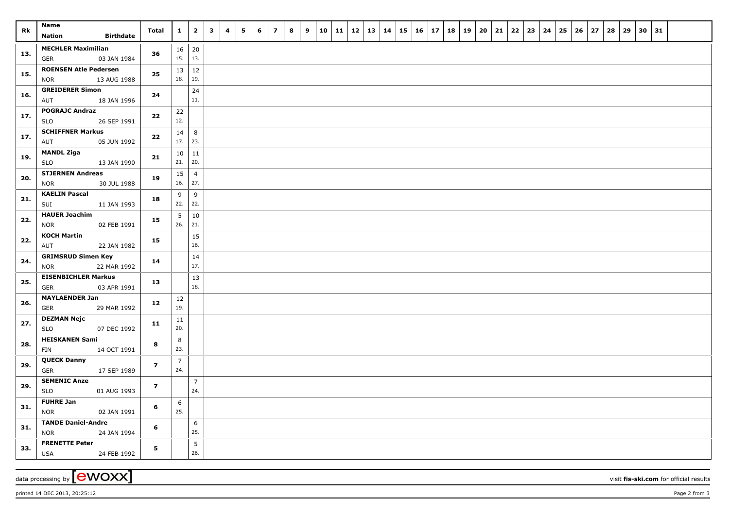| Rk | Name<br>Nation Birthdate | Total | 1 | 2 | 3 | 4 | 5 | 6 | 7 | 8 | 9 | 10 | 11 | 12 | 13 | 14 | 15 | 16 | 17 | 18 | 19 | 20 | 21 | 22 | 23 | 24 | 25 | 26 | 27 | 28 | 29 | 30 | 31 |
|---|---|---|---|---|---|---|---|---|---|---|---|---|---|---|---|---|---|---|---|---|---|---|---|---|---|---|---|---|---|---|---|---|---|
| 13. | **MECHLER Maximilian**<br>GER 03 JAN 1984 | **36** | 16<br>15. | 20<br>13. | | | | | | | | | | | | | | | | | | | | | | | | | | | | | |
| 15. | **ROENSEN Atle Pedersen**<br>NOR 13 AUG 1988 | **25** | 13<br>18. | 12<br>19. | | | | | | | | | | | | | | | | | | | | | | | | | | | | | |
| 16. | **GREIDERER Simon**<br>AUT 18 JAN 1996 | **24** | | 24<br>11. | | | | | | | | | | | | | | | | | | | | | | | | | | | | | |
| 17. | **POGRAJC Andraz**<br>SLO 26 SEP 1991 | **22** | 22<br>12. | | | | | | | | | | | | | | | | | | | | | | | | | | | | | | |
| 17. | **SCHIFFNER Markus**<br>AUT 05 JUN 1992 | **22** | 14<br>17. | 8<br>23. | | | | | | | | | | | | | | | | | | | | | | | | | | | | | |
| 19. | **MANDL Ziga**<br>SLO 13 JAN 1990 | **21** | 10<br>21. | 11<br>20. | | | | | | | | | | | | | | | | | | | | | | | | | | | | | |
| 20. | **STJERNEN Andreas**<br>NOR 30 JUL 1988 | **19** | 15<br>16. | 4<br>27. | | | | | | | | | | | | | | | | | | | | | | | | | | | | | |
| 21. | **KAELIN Pascal**<br>SUI 11 JAN 1993 | **18** | 9<br>22. | 9<br>22. | | | | | | | | | | | | | | | | | | | | | | | | | | | | | |
| 22. | **HAUER Joachim**<br>NOR 02 FEB 1991 | **15** | 5<br>26. | 10<br>21. | | | | | | | | | | | | | | | | | | | | | | | | | | | | | |
| 22. | **KOCH Martin**<br>AUT 22 JAN 1982 | **15** | | 15<br>16. | | | | | | | | | | | | | | | | | | | | | | | | | | | | | |
| 24. | **GRIMSRUD Simen Key**<br>NOR 22 MAR 1992 | **14** | | 14<br>17. | | | | | | | | | | | | | | | | | | | | | | | | | | | | | |
| 25. | **EISENBICHLER Markus**<br>GER 03 APR 1991 | **13** | | 13<br>18. | | | | | | | | | | | | | | | | | | | | | | | | | | | | | |
| 26. | **MAYLAENDER Jan**<br>GER 29 MAR 1992 | **12** | 12<br>19. | | | | | | | | | | | | | | | | | | | | | | | | | | | | | | |
| 27. | **DEZMAN Nejc**<br>SLO 07 DEC 1992 | **11** | 11<br>20. | | | | | | | | | | | | | | | | | | | | | | | | | | | | | | |
| 28. | **HEISKANEN Sami**<br>FIN 14 OCT 1991 | **8** | 8<br>23. | | | | | | | | | | | | | | | | | | | | | | | | | | | | | | |
| 29. | **QUECK Danny**<br>GER 17 SEP 1989 | **7** | 7<br>24. | | | | | | | | | | | | | | | | | | | | | | | | | | | | | | |
| 29. | **SEMENIC Anze**<br>SLO 01 AUG 1993 | **7** | | 7<br>24. | | | | | | | | | | | | | | | | | | | | | | | | | | | | | |
| 31. | **FUHRE Jan**<br>NOR 02 JAN 1991 | **6** | 6<br>25. | | | | | | | | | | | | | | | | | | | | | | | | | | | | | | |
| 31. | **TANDE Daniel-Andre**<br>NOR 24 JAN 1994 | **6** | | 6<br>25. | | | | | | | | | | | | | | | | | | | | | | | | | | | | | |
| 33. | **FRENETTE Peter**<br>USA 24 FEB 1992 | **5** | | 5<br>26. | | | | | | | | | | | | | | | | | | | | | | | | | | | | | |

data processing by [ewoxx]

visit **fis-ski.com** for official results

printed 14 DEC 2013, 20:25:12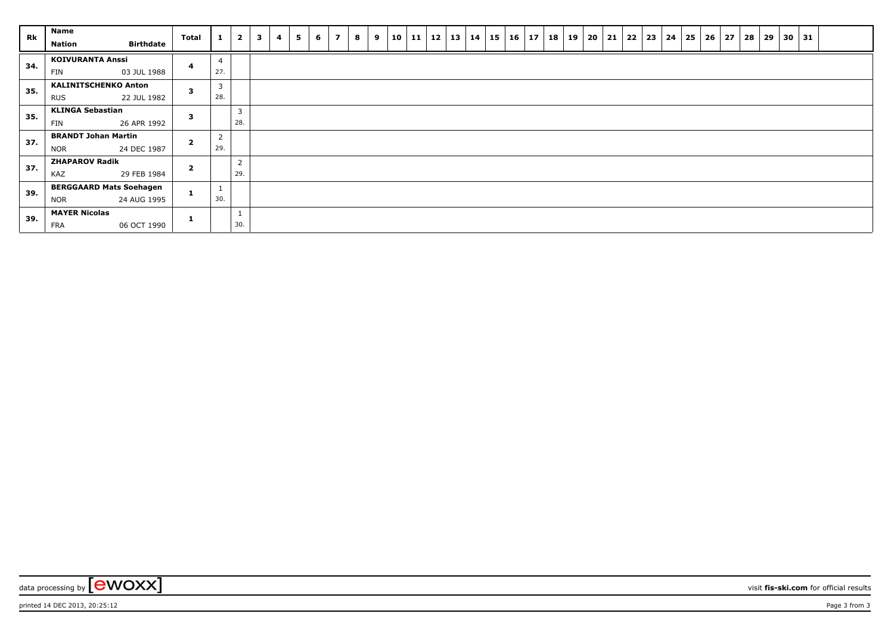| Rk | Name<br>Nation Birthdate | Total | 1 | 2 | 3 | 4 | 5 | 6 | 7 | 8 | 9 | 10 | 11 | 12 | 13 | 14 | 15 | 16 | 17 | 18 | 19 | 20 | 21 | 22 | 23 | 24 | 25 | 26 | 27 | 28 | 29 | 30 | 31 |
|---|---|---|---|---|---|---|---|---|---|---|---|---|---|---|---|---|---|---|---|---|---|---|---|---|---|---|---|---|---|---|---|---|---|
| 34. | **KOIVURANTA Anssi**<br>FIN 03 JUL 1988 | **4** | 4<br>27. | | | | | | | | | | | | | | | | | | | | | | | | | | | | | | |
| 35. | **KALINITSCHENKO Anton**<br>RUS 22 JUL 1982 | **3** | 3<br>28. | | | | | | | | | | | | | | | | | | | | | | | | | | | | | | |
| 35. | **KLINGA Sebastian**<br>FIN 26 APR 1992 | **3** | | 3<br>28. | | | | | | | | | | | | | | | | | | | | | | | | | | | | | |
| 37. | **BRANDT Johan Martin**<br>NOR 24 DEC 1987 | **2** | 2<br>29. | | | | | | | | | | | | | | | | | | | | | | | | | | | | | | |
| 37. | **ZHAPAROV Radik**<br>KAZ 29 FEB 1984 | **2** | | 2<br>29. | | | | | | | | | | | | | | | | | | | | | | | | | | | | | |
| 39. | **BERGGAARD Mats Soehagen**<br>NOR 24 AUG 1995 | **1** | 1<br>30. | | | | | | | | | | | | | | | | | | | | | | | | | | | | | | |
| 39. | **MAYER Nicolas**<br>FRA 06 OCT 1990 | **1** | | 1<br>30. | | | | | | | | | | | | | | | | | | | | | | | | | | | | | |

data processing by [ewoxx]

visit **fis-ski.com** for official results

printed 14 DEC 2013, 20:25:12